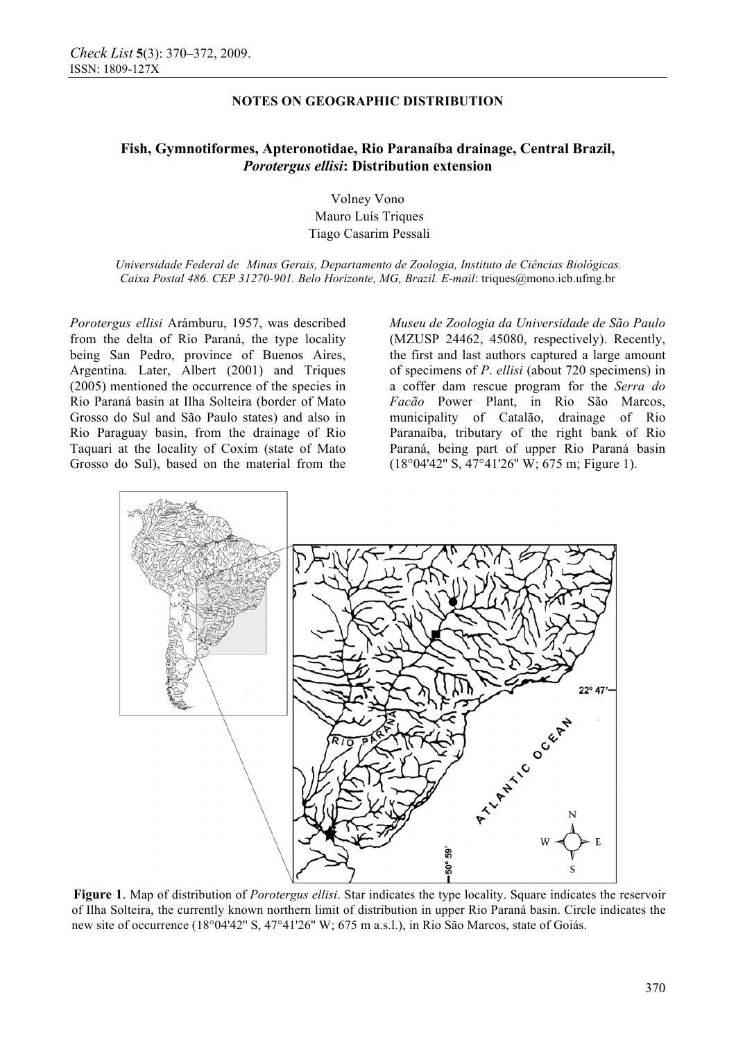**NOTES ON GEOGRAPHIC DISTRIBUTION**

# Fish, Gymnotiformes, Apteronotidae, Rio Paranaíba drainage, Central Brazil, *Porotergus ellisi*: Distribution extension

Volney Vono
Mauro Luís Triques
Tiago Casarim Pessali

*Universidade Federal de Minas Gerais, Departamento de Zoologia, Instituto de Ciências Biológicas. Caixa Postal 486. CEP 31270-901. Belo Horizonte, MG, Brazil. E-mail*: triques@mono.icb.ufmg.br

*Porotergus ellisi* Arámburu, 1957, was described from the delta of Rio Paraná, the type locality being San Pedro, province of Buenos Aires, Argentina. Later, Albert (2001) and Triques (2005) mentioned the occurrence of the species in Rio Paraná basin at Ilha Solteira (border of Mato Grosso do Sul and São Paulo states) and also in Rio Paraguay basin, from the drainage of Rio Taquari at the locality of Coxim (state of Mato Grosso do Sul), based on the material from the *Museu de Zoologia da Universidade de São Paulo* (MZUSP 24462, 45080, respectively). Recently, the first and last authors captured a large amount of specimens of *P. ellisi* (about 720 specimens) in a coffer dam rescue program for the *Serra do Facão* Power Plant, in Rio São Marcos, municipality of Catalão, drainage of Rio Paranaíba, tributary of the right bank of Rio Paraná, being part of upper Rio Paraná basin (18°04'42" S, 47°41'26" W; 675 m; Figure 1).

**Figure 1**. Map of distribution of *Porotergus ellisi*. Star indicates the type locality. Square indicates the reservoir of Ilha Solteira, the currently known northern limit of distribution in upper Rio Paraná basin. Circle indicates the new site of occurrence (18°04'42" S, 47°41'26" W; 675 m a.s.l.), in Rio São Marcos, state of Goiás.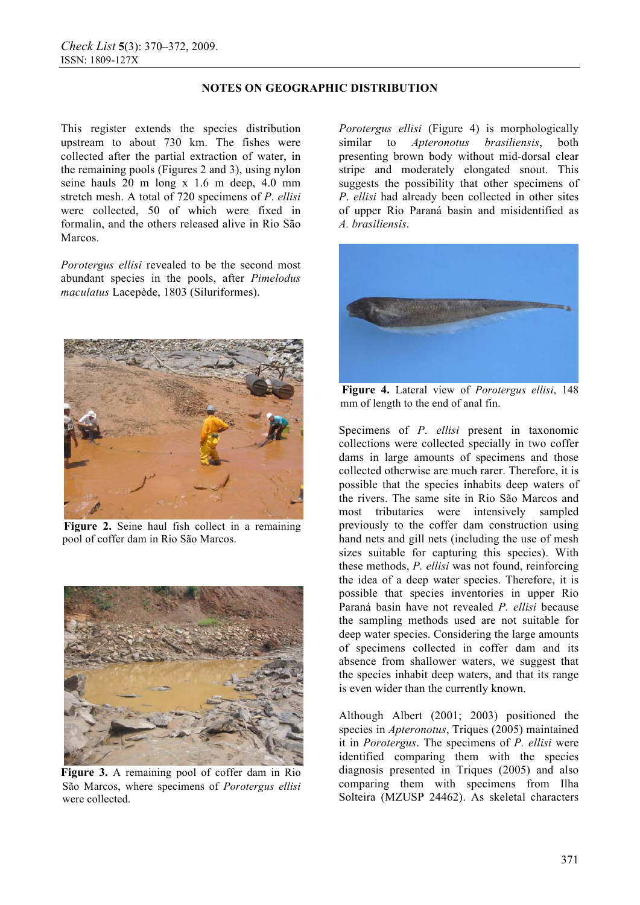This register extends the species distribution upstream to about 730 km. The fishes were collected after the partial extraction of water, in the remaining pools (Figures 2 and 3), using nylon seine hauls 20 m long x 1.6 m deep, 4.0 mm stretch mesh. A total of 720 specimens of *P. ellisi* were collected, 50 of which were fixed in formalin, and the others released alive in Rio São Marcos.

*Porotergus ellisi* revealed to be the second most abundant species in the pools, after *Pimelodus maculatus* Lacepède, 1803 (Siluriformes).

**Figure 2.** Seine haul fish collect in a remaining pool of coffer dam in Rio São Marcos.

**Figure 3.** A remaining pool of coffer dam in Rio São Marcos, where specimens of *Porotergus ellisi* were collected.

*Porotergus ellisi* (Figure 4) is morphologically similar to *Apteronotus brasiliensis*, both presenting brown body without mid-dorsal clear stripe and moderately elongated snout. This suggests the possibility that other specimens of *P. ellisi* had already been collected in other sites of upper Rio Paraná basin and misidentified as *A. brasiliensis*.

**Figure 4.** Lateral view of *Porotergus ellisi*, 148 mm of length to the end of anal fin.

Specimens of *P. ellisi* present in taxonomic collections were collected specially in two coffer dams in large amounts of specimens and those collected otherwise are much rarer. Therefore, it is possible that the species inhabits deep waters of the rivers. The same site in Rio São Marcos and most tributaries were intensively sampled previously to the coffer dam construction using hand nets and gill nets (including the use of mesh sizes suitable for capturing this species). With these methods, *P. ellisi* was not found, reinforcing the idea of a deep water species. Therefore, it is possible that species inventories in upper Rio Paraná basin have not revealed *P. ellisi* because the sampling methods used are not suitable for deep water species. Considering the large amounts of specimens collected in coffer dam and its absence from shallower waters, we suggest that the species inhabit deep waters, and that its range is even wider than the currently known.

Although Albert (2001; 2003) positioned the species in *Apteronotus*, Triques (2005) maintained it in *Porotergus*. The specimens of *P. ellisi* were identified comparing them with the species diagnosis presented in Triques (2005) and also comparing them with specimens from Ilha Solteira (MZUSP 24462). As skeletal characters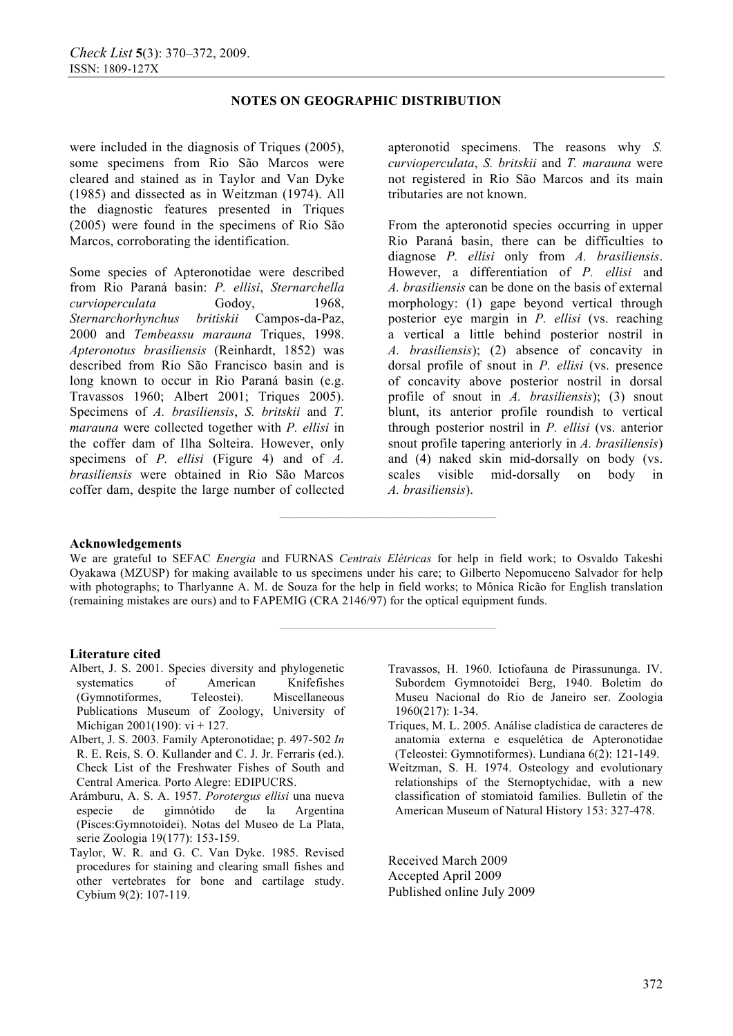were included in the diagnosis of Triques (2005), some specimens from Rio São Marcos were cleared and stained as in Taylor and Van Dyke (1985) and dissected as in Weitzman (1974). All the diagnostic features presented in Triques (2005) were found in the specimens of Rio São Marcos, corroborating the identification.

Some species of Apteronotidae were described from Rio Paraná basin: *P. ellisi*, *Sternarchella curvioperculata* Godoy, 1968, *Sternarchorhynchus britiskii* Campos-da-Paz, 2000 and *Tembeassu marauna* Triques, 1998. *Apteronotus brasiliensis* (Reinhardt, 1852) was described from Rio São Francisco basin and is long known to occur in Rio Paraná basin (e.g. Travassos 1960; Albert 2001; Triques 2005). Specimens of *A. brasiliensis*, *S. britskii* and *T. marauna* were collected together with *P. ellisi* in the coffer dam of Ilha Solteira. However, only specimens of *P. ellisi* (Figure 4) and of *A. brasiliensis* were obtained in Rio São Marcos coffer dam, despite the large number of collected apteronotid specimens. The reasons why *S. curvioperculata*, *S. britskii* and *T. marauna* were not registered in Rio São Marcos and its main tributaries are not known.

From the apteronotid species occurring in upper Rio Paraná basin, there can be difficulties to diagnose *P. ellisi* only from *A. brasiliensis*. However, a differentiation of *P. ellisi* and *A. brasiliensis* can be done on the basis of external morphology: (1) gape beyond vertical through posterior eye margin in *P. ellisi* (vs. reaching a vertical a little behind posterior nostril in *A. brasiliensis*); (2) absence of concavity in dorsal profile of snout in *P. ellisi* (vs. presence of concavity above posterior nostril in dorsal profile of snout in *A. brasiliensis*); (3) snout blunt, its anterior profile roundish to vertical through posterior nostril in *P. ellisi* (vs. anterior snout profile tapering anteriorly in *A. brasiliensis*) and (4) naked skin mid-dorsally on body (vs. scales visible mid-dorsally on body in *A. brasiliensis*).

## Acknowledgements

We are grateful to SEFAC *Energia* and FURNAS *Centrais Elétricas* for help in field work; to Osvaldo Takeshi Oyakawa (MZUSP) for making available to us specimens under his care; to Gilberto Nepomuceno Salvador for help with photographs; to Tharlyanne A. M. de Souza for the help in field works; to Mônica Ricão for English translation (remaining mistakes are ours) and to FAPEMIG (CRA 2146/97) for the optical equipment funds.

## Literature cited

Albert, J. S. 2001. Species diversity and phylogenetic systematics of American Knifefishes (Gymnotiformes, Teleostei). Miscellaneous Publications Museum of Zoology, University of Michigan 2001(190): vi + 127.

Albert, J. S. 2003. Family Apteronotidae; p. 497-502 *In* R. E. Reis, S. O. Kullander and C. J. Jr. Ferraris (ed.). Check List of the Freshwater Fishes of South and Central America. Porto Alegre: EDIPUCRS.

Arámburu, A. S. A. 1957. *Porotergus ellisi* una nueva especie de gimnótido de la Argentina (Pisces:Gymnotoidei). Notas del Museo de La Plata, serie Zoologia 19(177): 153-159.

Taylor, W. R. and G. C. Van Dyke. 1985. Revised procedures for staining and clearing small fishes and other vertebrates for bone and cartilage study. Cybium 9(2): 107-119.

Travassos, H. 1960. Ictiofauna de Pirassununga. IV. Subordem Gymnotoidei Berg, 1940. Boletim do Museu Nacional do Rio de Janeiro ser. Zoologia 1960(217): 1-34.

Triques, M. L. 2005. Análise cladística de caracteres de anatomia externa e esquelética de Apteronotidae (Teleostei: Gymnotiformes). Lundiana 6(2): 121-149.

Weitzman, S. H. 1974. Osteology and evolutionary relationships of the Sternoptychidae, with a new classification of stomiatoid families. Bulletin of the American Museum of Natural History 153: 327-478.

Received March 2009
Accepted April 2009
Published online July 2009